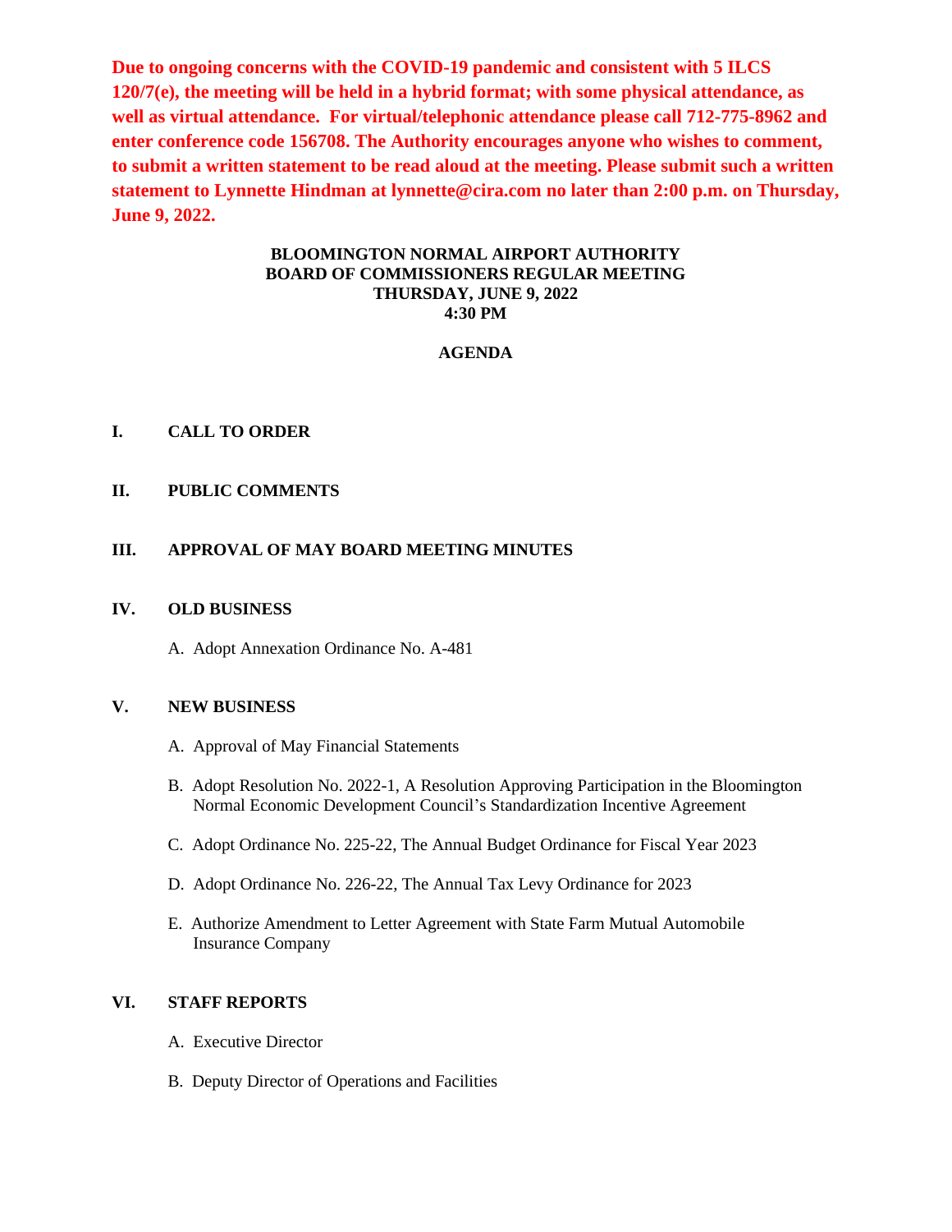**Due to ongoing concerns with the COVID-19 pandemic and consistent with 5 ILCS 120/7(e), the meeting will be held in a hybrid format; with some physical attendance, as well as virtual attendance. For virtual/telephonic attendance please call 712-775-8962 and enter conference code 156708. The Authority encourages anyone who wishes to comment, to submit a written statement to be read aloud at the meeting. Please submit such a written statement to Lynnette Hindman at lynnette@cira.com no later than 2:00 p.m. on Thursday, June 9, 2022.**

**BLOOMINGTON NORMAL AIRPORT AUTHORITY**
**BOARD OF COMMISSIONERS REGULAR MEETING**
**THURSDAY, JUNE 9, 2022**
**4:30 PM**

**AGENDA**

**I. CALL TO ORDER**

**II. PUBLIC COMMENTS**

**III. APPROVAL OF MAY BOARD MEETING MINUTES**

**IV. OLD BUSINESS**

A. Adopt Annexation Ordinance No. A-481

**V. NEW BUSINESS**

A. Approval of May Financial Statements

B. Adopt Resolution No. 2022-1, A Resolution Approving Participation in the Bloomington Normal Economic Development Council's Standardization Incentive Agreement

C. Adopt Ordinance No. 225-22, The Annual Budget Ordinance for Fiscal Year 2023

D. Adopt Ordinance No. 226-22, The Annual Tax Levy Ordinance for 2023

E. Authorize Amendment to Letter Agreement with State Farm Mutual Automobile Insurance Company

**VI. STAFF REPORTS**

A. Executive Director

B. Deputy Director of Operations and Facilities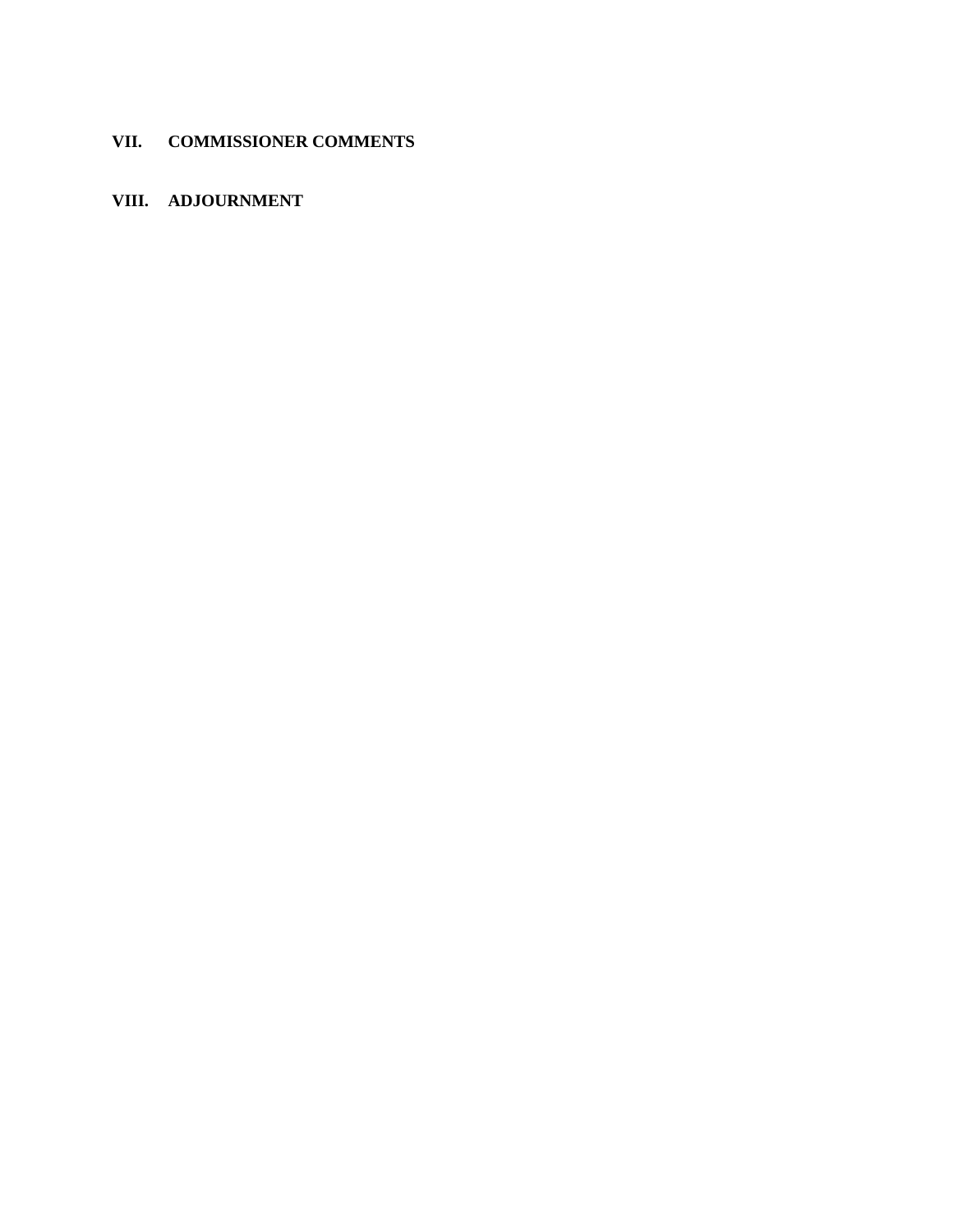## VII. COMMISSIONER COMMENTS

## VIII. ADJOURNMENT